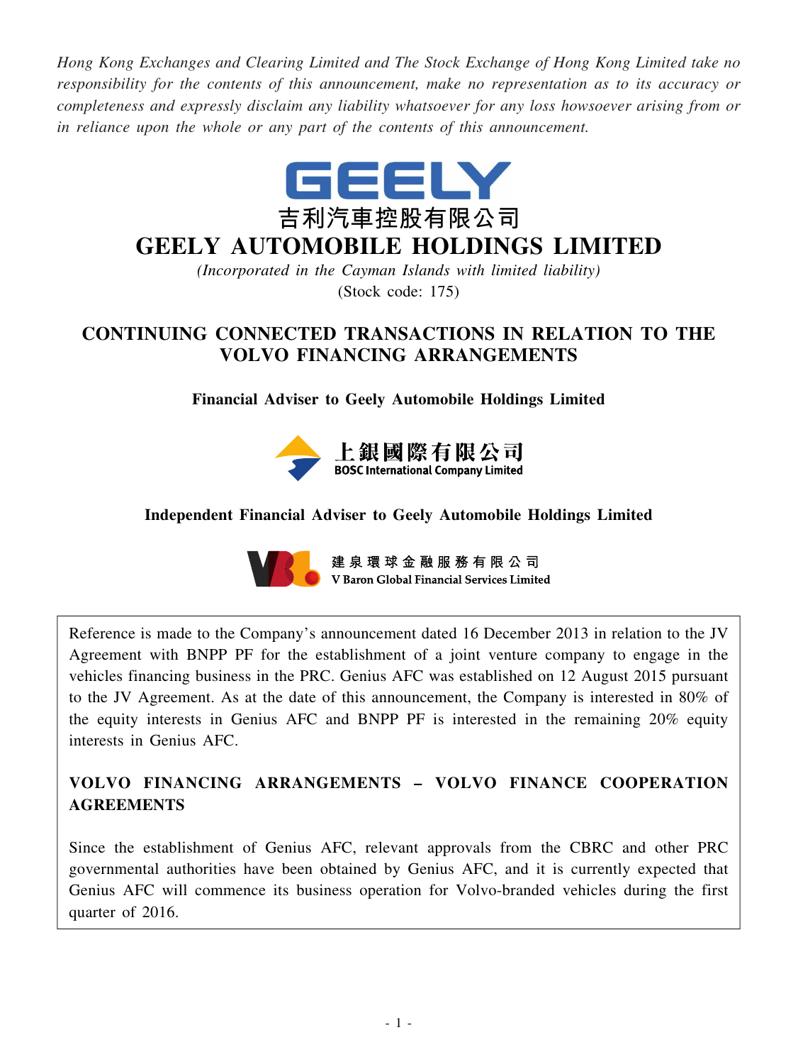*Hong Kong Exchanges and Clearing Limited and The Stock Exchange of Hong Kong Limited take no responsibility for the contents of this announcement, make no representation as to its accuracy or completeness and expressly disclaim any liability whatsoever for any loss howsoever arising from or in reliance upon the whole or any part of the contents of this announcement.*

GEELY

吉利汽車控股有限公司

# GEELY AUTOMOBILE HOLDINGS LIMITED

*(Incorporated in the Cayman Islands with limited liability)*

(Stock code: 175)

## CONTINUING CONNECTED TRANSACTIONS IN RELATION TO THE VOLVO FINANCING ARRANGEMENTS

**Financial Adviser to Geely Automobile Holdings Limited**

上銀國際有限公司
BOSC International Company Limited

**Independent Financial Adviser to Geely Automobile Holdings Limited**

建泉環球金融服務有限公司
V Baron Global Financial Services Limited

Reference is made to the Company's announcement dated 16 December 2013 in relation to the JV Agreement with BNPP PF for the establishment of a joint venture company to engage in the vehicles financing business in the PRC. Genius AFC was established on 12 August 2015 pursuant to the JV Agreement. As at the date of this announcement, the Company is interested in 80% of the equity interests in Genius AFC and BNPP PF is interested in the remaining 20% equity interests in Genius AFC.

**VOLVO FINANCING ARRANGEMENTS – VOLVO FINANCE COOPERATION AGREEMENTS**

Since the establishment of Genius AFC, relevant approvals from the CBRC and other PRC governmental authorities have been obtained by Genius AFC, and it is currently expected that Genius AFC will commence its business operation for Volvo-branded vehicles during the first quarter of 2016.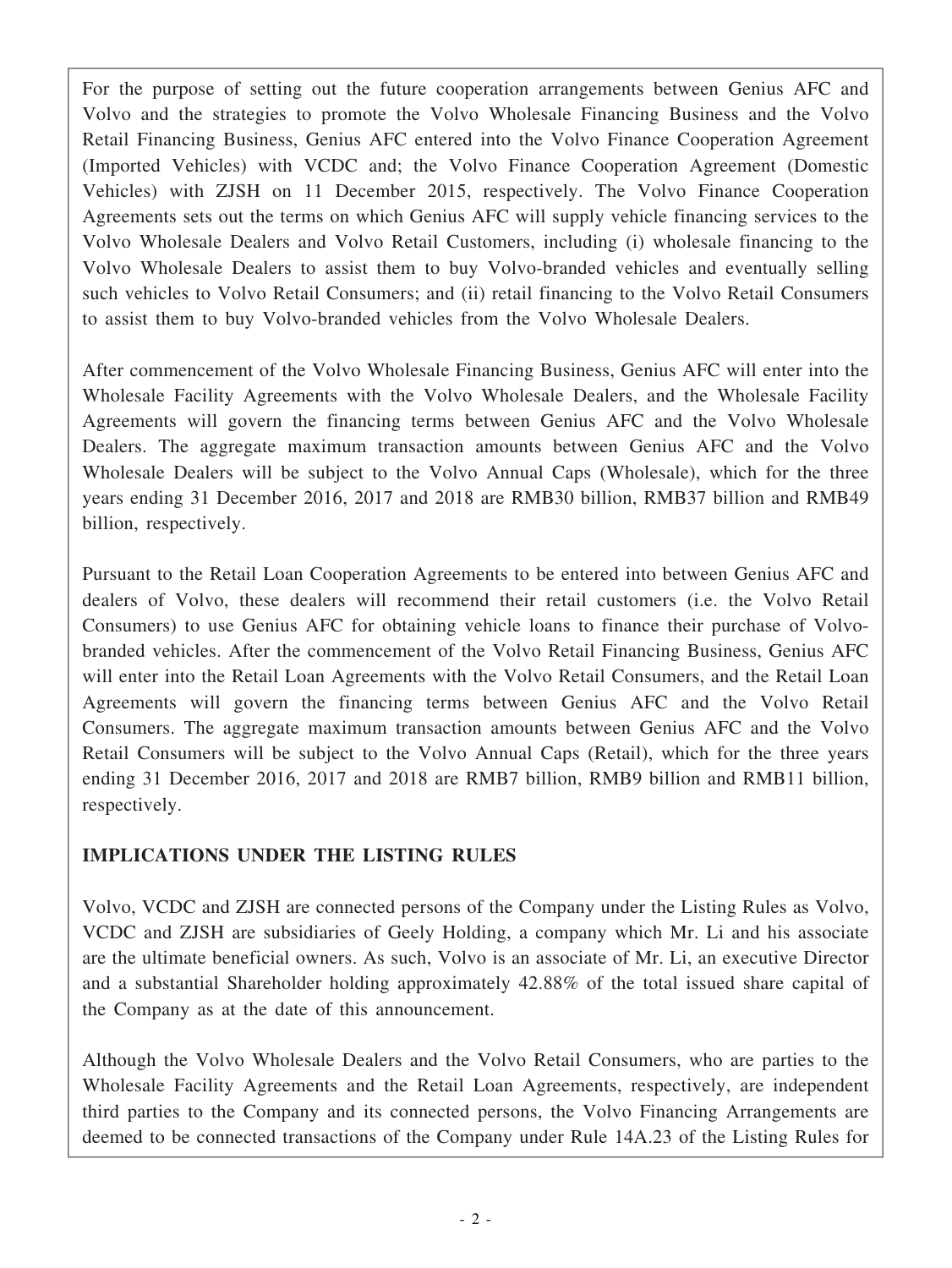For the purpose of setting out the future cooperation arrangements between Genius AFC and Volvo and the strategies to promote the Volvo Wholesale Financing Business and the Volvo Retail Financing Business, Genius AFC entered into the Volvo Finance Cooperation Agreement (Imported Vehicles) with VCDC and; the Volvo Finance Cooperation Agreement (Domestic Vehicles) with ZJSH on 11 December 2015, respectively. The Volvo Finance Cooperation Agreements sets out the terms on which Genius AFC will supply vehicle financing services to the Volvo Wholesale Dealers and Volvo Retail Customers, including (i) wholesale financing to the Volvo Wholesale Dealers to assist them to buy Volvo-branded vehicles and eventually selling such vehicles to Volvo Retail Consumers; and (ii) retail financing to the Volvo Retail Consumers to assist them to buy Volvo-branded vehicles from the Volvo Wholesale Dealers.

After commencement of the Volvo Wholesale Financing Business, Genius AFC will enter into the Wholesale Facility Agreements with the Volvo Wholesale Dealers, and the Wholesale Facility Agreements will govern the financing terms between Genius AFC and the Volvo Wholesale Dealers. The aggregate maximum transaction amounts between Genius AFC and the Volvo Wholesale Dealers will be subject to the Volvo Annual Caps (Wholesale), which for the three years ending 31 December 2016, 2017 and 2018 are RMB30 billion, RMB37 billion and RMB49 billion, respectively.

Pursuant to the Retail Loan Cooperation Agreements to be entered into between Genius AFC and dealers of Volvo, these dealers will recommend their retail customers (i.e. the Volvo Retail Consumers) to use Genius AFC for obtaining vehicle loans to finance their purchase of Volvo-branded vehicles. After the commencement of the Volvo Retail Financing Business, Genius AFC will enter into the Retail Loan Agreements with the Volvo Retail Consumers, and the Retail Loan Agreements will govern the financing terms between Genius AFC and the Volvo Retail Consumers. The aggregate maximum transaction amounts between Genius AFC and the Volvo Retail Consumers will be subject to the Volvo Annual Caps (Retail), which for the three years ending 31 December 2016, 2017 and 2018 are RMB7 billion, RMB9 billion and RMB11 billion, respectively.

**IMPLICATIONS UNDER THE LISTING RULES**

Volvo, VCDC and ZJSH are connected persons of the Company under the Listing Rules as Volvo, VCDC and ZJSH are subsidiaries of Geely Holding, a company which Mr. Li and his associate are the ultimate beneficial owners. As such, Volvo is an associate of Mr. Li, an executive Director and a substantial Shareholder holding approximately 42.88% of the total issued share capital of the Company as at the date of this announcement.

Although the Volvo Wholesale Dealers and the Volvo Retail Consumers, who are parties to the Wholesale Facility Agreements and the Retail Loan Agreements, respectively, are independent third parties to the Company and its connected persons, the Volvo Financing Arrangements are deemed to be connected transactions of the Company under Rule 14A.23 of the Listing Rules for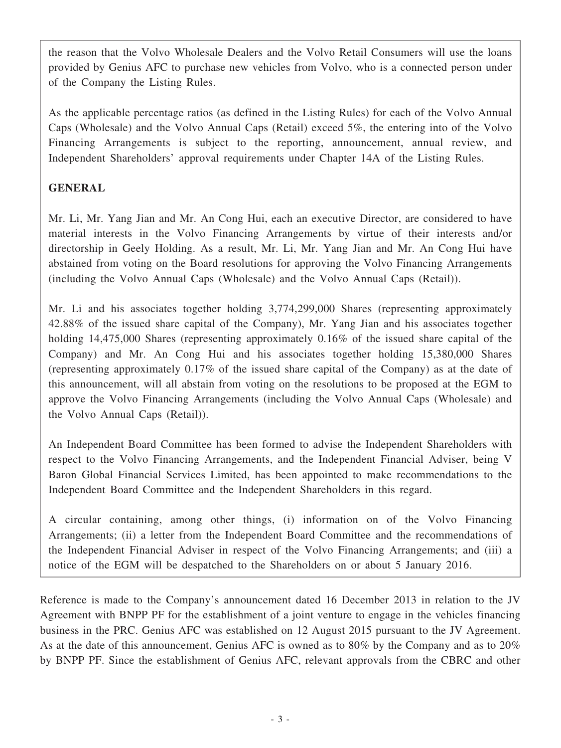the reason that the Volvo Wholesale Dealers and the Volvo Retail Consumers will use the loans provided by Genius AFC to purchase new vehicles from Volvo, who is a connected person under of the Company the Listing Rules.

As the applicable percentage ratios (as defined in the Listing Rules) for each of the Volvo Annual Caps (Wholesale) and the Volvo Annual Caps (Retail) exceed 5%, the entering into of the Volvo Financing Arrangements is subject to the reporting, announcement, annual review, and Independent Shareholders' approval requirements under Chapter 14A of the Listing Rules.

**GENERAL**

Mr. Li, Mr. Yang Jian and Mr. An Cong Hui, each an executive Director, are considered to have material interests in the Volvo Financing Arrangements by virtue of their interests and/or directorship in Geely Holding. As a result, Mr. Li, Mr. Yang Jian and Mr. An Cong Hui have abstained from voting on the Board resolutions for approving the Volvo Financing Arrangements (including the Volvo Annual Caps (Wholesale) and the Volvo Annual Caps (Retail)).

Mr. Li and his associates together holding 3,774,299,000 Shares (representing approximately 42.88% of the issued share capital of the Company), Mr. Yang Jian and his associates together holding 14,475,000 Shares (representing approximately 0.16% of the issued share capital of the Company) and Mr. An Cong Hui and his associates together holding 15,380,000 Shares (representing approximately 0.17% of the issued share capital of the Company) as at the date of this announcement, will all abstain from voting on the resolutions to be proposed at the EGM to approve the Volvo Financing Arrangements (including the Volvo Annual Caps (Wholesale) and the Volvo Annual Caps (Retail)).

An Independent Board Committee has been formed to advise the Independent Shareholders with respect to the Volvo Financing Arrangements, and the Independent Financial Adviser, being V Baron Global Financial Services Limited, has been appointed to make recommendations to the Independent Board Committee and the Independent Shareholders in this regard.

A circular containing, among other things, (i) information on of the Volvo Financing Arrangements; (ii) a letter from the Independent Board Committee and the recommendations of the Independent Financial Adviser in respect of the Volvo Financing Arrangements; and (iii) a notice of the EGM will be despatched to the Shareholders on or about 5 January 2016.

Reference is made to the Company's announcement dated 16 December 2013 in relation to the JV Agreement with BNPP PF for the establishment of a joint venture to engage in the vehicles financing business in the PRC. Genius AFC was established on 12 August 2015 pursuant to the JV Agreement. As at the date of this announcement, Genius AFC is owned as to 80% by the Company and as to 20% by BNPP PF. Since the establishment of Genius AFC, relevant approvals from the CBRC and other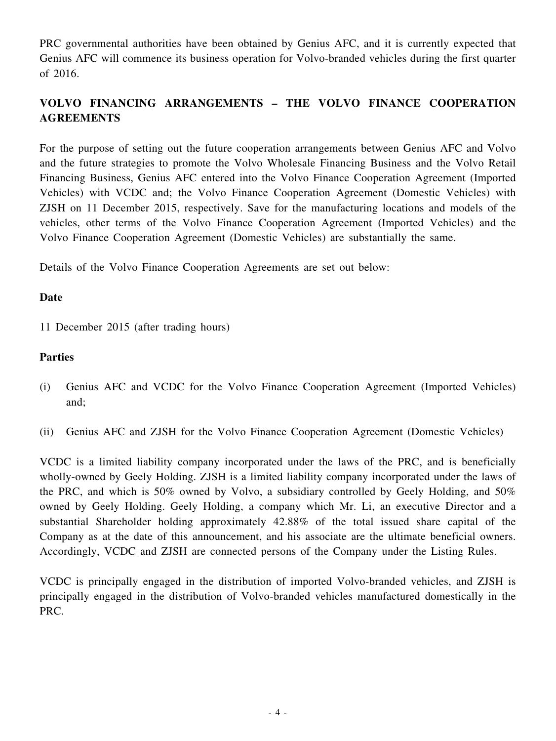PRC governmental authorities have been obtained by Genius AFC, and it is currently expected that Genius AFC will commence its business operation for Volvo-branded vehicles during the first quarter of 2016.

## VOLVO FINANCING ARRANGEMENTS – THE VOLVO FINANCE COOPERATION AGREEMENTS

For the purpose of setting out the future cooperation arrangements between Genius AFC and Volvo and the future strategies to promote the Volvo Wholesale Financing Business and the Volvo Retail Financing Business, Genius AFC entered into the Volvo Finance Cooperation Agreement (Imported Vehicles) with VCDC and; the Volvo Finance Cooperation Agreement (Domestic Vehicles) with ZJSH on 11 December 2015, respectively. Save for the manufacturing locations and models of the vehicles, other terms of the Volvo Finance Cooperation Agreement (Imported Vehicles) and the Volvo Finance Cooperation Agreement (Domestic Vehicles) are substantially the same.

Details of the Volvo Finance Cooperation Agreements are set out below:

### Date

11 December 2015 (after trading hours)

### Parties

(i) Genius AFC and VCDC for the Volvo Finance Cooperation Agreement (Imported Vehicles) and;

(ii) Genius AFC and ZJSH for the Volvo Finance Cooperation Agreement (Domestic Vehicles)

VCDC is a limited liability company incorporated under the laws of the PRC, and is beneficially wholly-owned by Geely Holding. ZJSH is a limited liability company incorporated under the laws of the PRC, and which is 50% owned by Volvo, a subsidiary controlled by Geely Holding, and 50% owned by Geely Holding. Geely Holding, a company which Mr. Li, an executive Director and a substantial Shareholder holding approximately 42.88% of the total issued share capital of the Company as at the date of this announcement, and his associate are the ultimate beneficial owners. Accordingly, VCDC and ZJSH are connected persons of the Company under the Listing Rules.

VCDC is principally engaged in the distribution of imported Volvo-branded vehicles, and ZJSH is principally engaged in the distribution of Volvo-branded vehicles manufactured domestically in the PRC.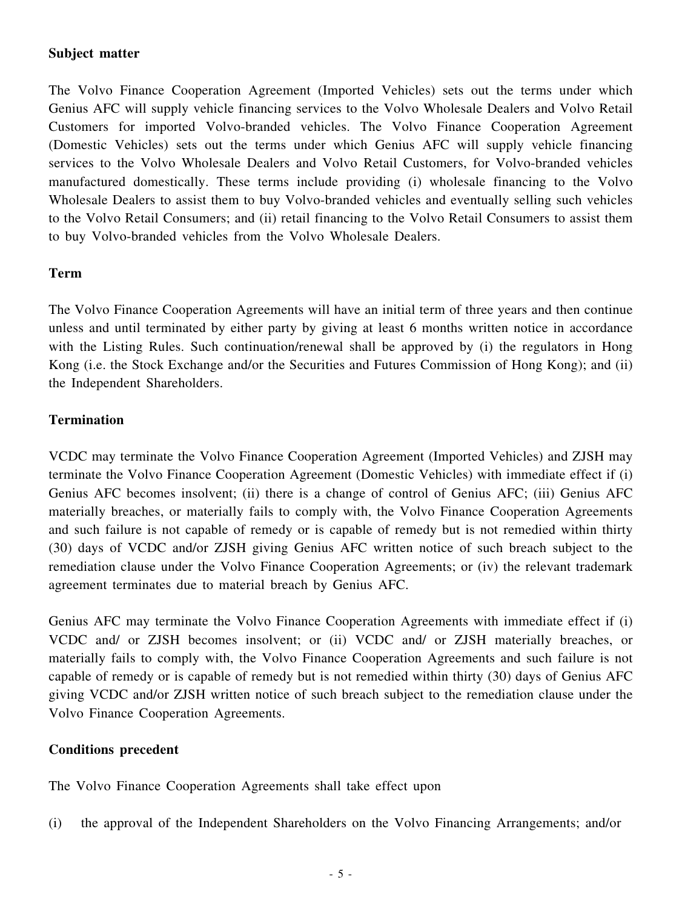**Subject matter**

The Volvo Finance Cooperation Agreement (Imported Vehicles) sets out the terms under which Genius AFC will supply vehicle financing services to the Volvo Wholesale Dealers and Volvo Retail Customers for imported Volvo-branded vehicles. The Volvo Finance Cooperation Agreement (Domestic Vehicles) sets out the terms under which Genius AFC will supply vehicle financing services to the Volvo Wholesale Dealers and Volvo Retail Customers, for Volvo-branded vehicles manufactured domestically. These terms include providing (i) wholesale financing to the Volvo Wholesale Dealers to assist them to buy Volvo-branded vehicles and eventually selling such vehicles to the Volvo Retail Consumers; and (ii) retail financing to the Volvo Retail Consumers to assist them to buy Volvo-branded vehicles from the Volvo Wholesale Dealers.

**Term**

The Volvo Finance Cooperation Agreements will have an initial term of three years and then continue unless and until terminated by either party by giving at least 6 months written notice in accordance with the Listing Rules. Such continuation/renewal shall be approved by (i) the regulators in Hong Kong (i.e. the Stock Exchange and/or the Securities and Futures Commission of Hong Kong); and (ii) the Independent Shareholders.

**Termination**

VCDC may terminate the Volvo Finance Cooperation Agreement (Imported Vehicles) and ZJSH may terminate the Volvo Finance Cooperation Agreement (Domestic Vehicles) with immediate effect if (i) Genius AFC becomes insolvent; (ii) there is a change of control of Genius AFC; (iii) Genius AFC materially breaches, or materially fails to comply with, the Volvo Finance Cooperation Agreements and such failure is not capable of remedy or is capable of remedy but is not remedied within thirty (30) days of VCDC and/or ZJSH giving Genius AFC written notice of such breach subject to the remediation clause under the Volvo Finance Cooperation Agreements; or (iv) the relevant trademark agreement terminates due to material breach by Genius AFC.

Genius AFC may terminate the Volvo Finance Cooperation Agreements with immediate effect if (i) VCDC and/ or ZJSH becomes insolvent; or (ii) VCDC and/ or ZJSH materially breaches, or materially fails to comply with, the Volvo Finance Cooperation Agreements and such failure is not capable of remedy or is capable of remedy but is not remedied within thirty (30) days of Genius AFC giving VCDC and/or ZJSH written notice of such breach subject to the remediation clause under the Volvo Finance Cooperation Agreements.

**Conditions precedent**

The Volvo Finance Cooperation Agreements shall take effect upon

(i) the approval of the Independent Shareholders on the Volvo Financing Arrangements; and/or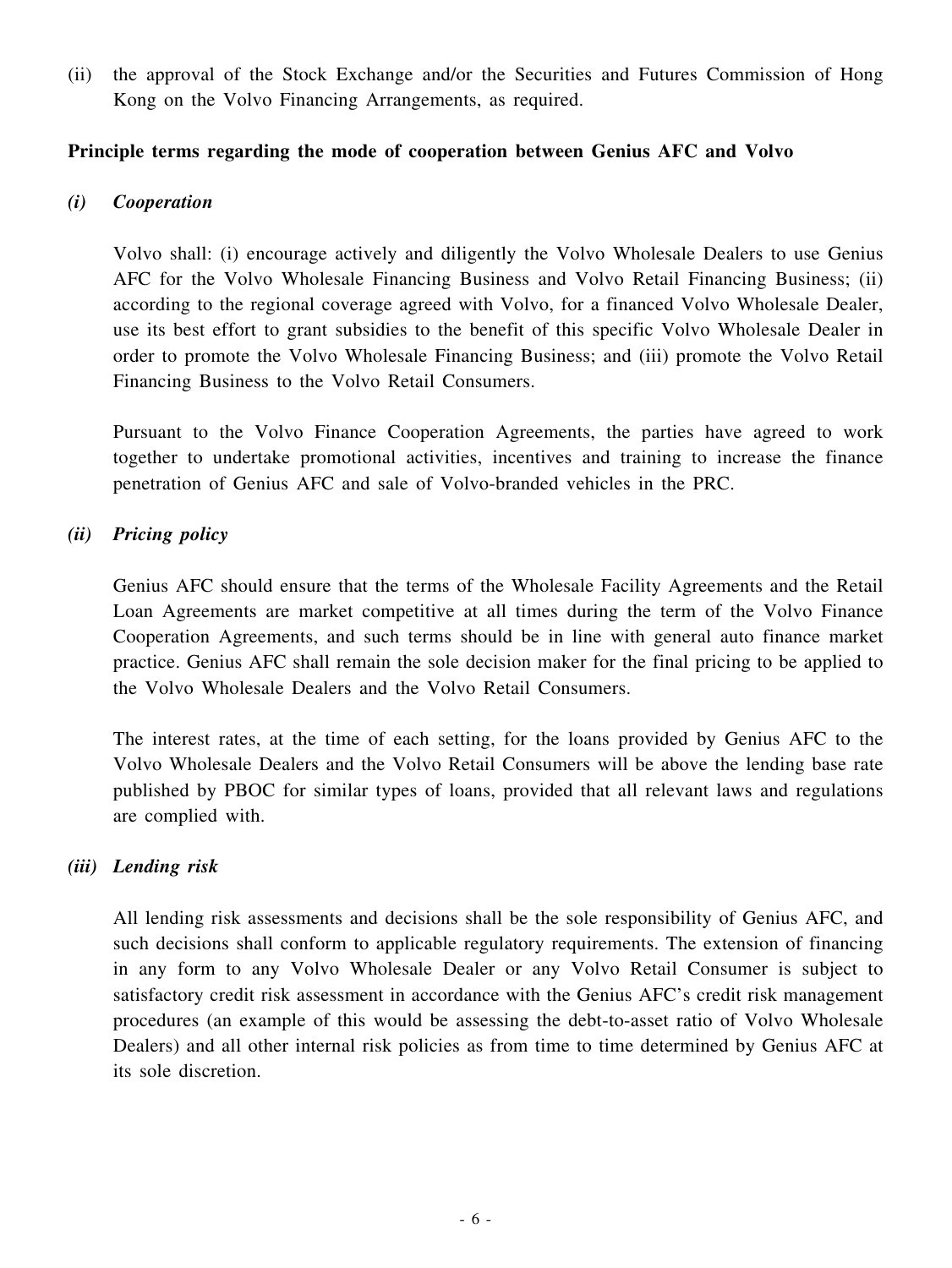(ii) the approval of the Stock Exchange and/or the Securities and Futures Commission of Hong Kong on the Volvo Financing Arrangements, as required.

**Principle terms regarding the mode of cooperation between Genius AFC and Volvo**

***(i) Cooperation***

Volvo shall: (i) encourage actively and diligently the Volvo Wholesale Dealers to use Genius AFC for the Volvo Wholesale Financing Business and Volvo Retail Financing Business; (ii) according to the regional coverage agreed with Volvo, for a financed Volvo Wholesale Dealer, use its best effort to grant subsidies to the benefit of this specific Volvo Wholesale Dealer in order to promote the Volvo Wholesale Financing Business; and (iii) promote the Volvo Retail Financing Business to the Volvo Retail Consumers.

Pursuant to the Volvo Finance Cooperation Agreements, the parties have agreed to work together to undertake promotional activities, incentives and training to increase the finance penetration of Genius AFC and sale of Volvo-branded vehicles in the PRC.

***(ii) Pricing policy***

Genius AFC should ensure that the terms of the Wholesale Facility Agreements and the Retail Loan Agreements are market competitive at all times during the term of the Volvo Finance Cooperation Agreements, and such terms should be in line with general auto finance market practice. Genius AFC shall remain the sole decision maker for the final pricing to be applied to the Volvo Wholesale Dealers and the Volvo Retail Consumers.

The interest rates, at the time of each setting, for the loans provided by Genius AFC to the Volvo Wholesale Dealers and the Volvo Retail Consumers will be above the lending base rate published by PBOC for similar types of loans, provided that all relevant laws and regulations are complied with.

***(iii) Lending risk***

All lending risk assessments and decisions shall be the sole responsibility of Genius AFC, and such decisions shall conform to applicable regulatory requirements. The extension of financing in any form to any Volvo Wholesale Dealer or any Volvo Retail Consumer is subject to satisfactory credit risk assessment in accordance with the Genius AFC's credit risk management procedures (an example of this would be assessing the debt-to-asset ratio of Volvo Wholesale Dealers) and all other internal risk policies as from time to time determined by Genius AFC at its sole discretion.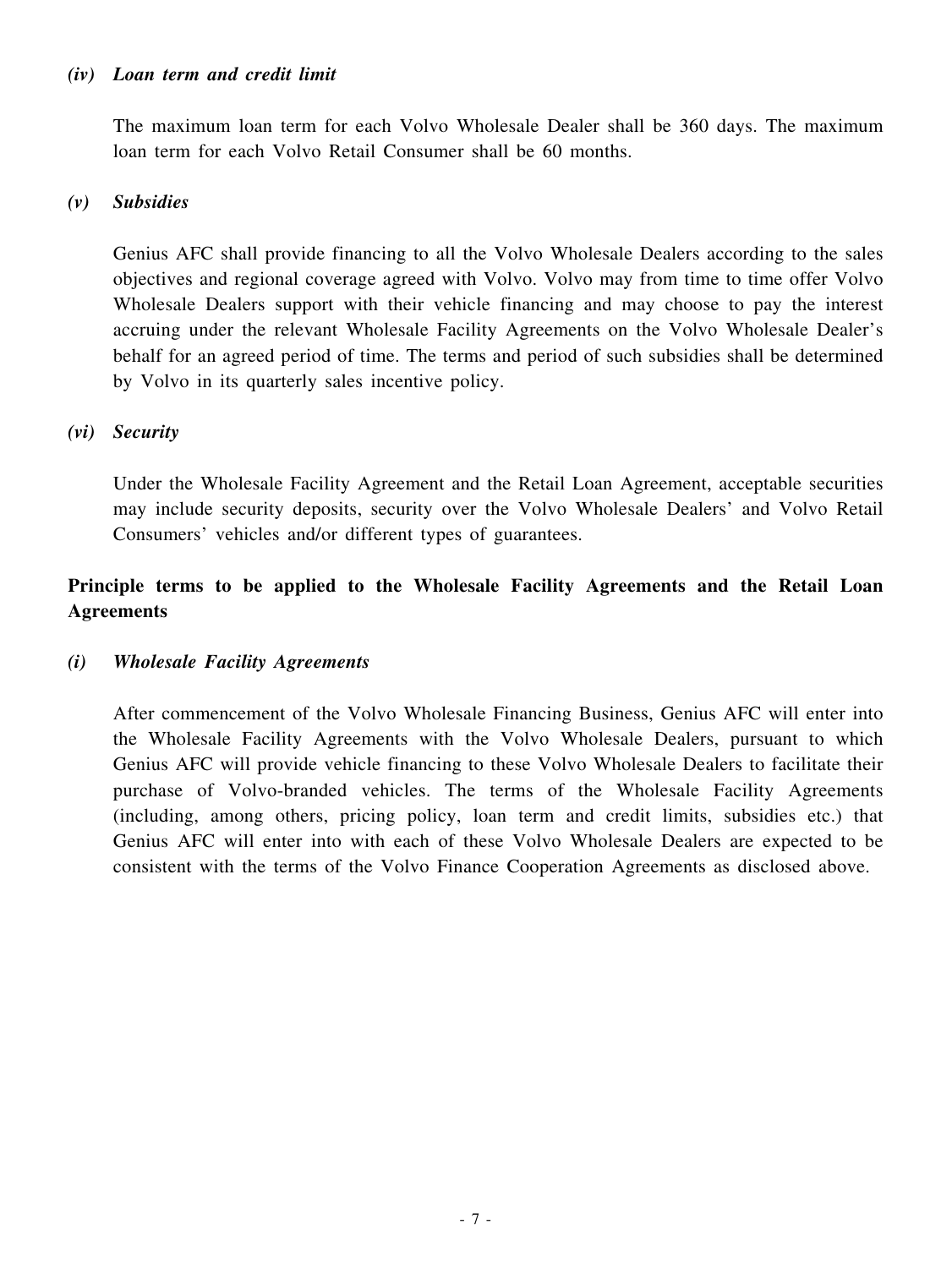*(iv)* ***Loan term and credit limit***

The maximum loan term for each Volvo Wholesale Dealer shall be 360 days. The maximum loan term for each Volvo Retail Consumer shall be 60 months.

*(v)* ***Subsidies***

Genius AFC shall provide financing to all the Volvo Wholesale Dealers according to the sales objectives and regional coverage agreed with Volvo. Volvo may from time to time offer Volvo Wholesale Dealers support with their vehicle financing and may choose to pay the interest accruing under the relevant Wholesale Facility Agreements on the Volvo Wholesale Dealer's behalf for an agreed period of time. The terms and period of such subsidies shall be determined by Volvo in its quarterly sales incentive policy.

*(vi)* ***Security***

Under the Wholesale Facility Agreement and the Retail Loan Agreement, acceptable securities may include security deposits, security over the Volvo Wholesale Dealers' and Volvo Retail Consumers' vehicles and/or different types of guarantees.

**Principle terms to be applied to the Wholesale Facility Agreements and the Retail Loan Agreements**

*(i)* ***Wholesale Facility Agreements***

After commencement of the Volvo Wholesale Financing Business, Genius AFC will enter into the Wholesale Facility Agreements with the Volvo Wholesale Dealers, pursuant to which Genius AFC will provide vehicle financing to these Volvo Wholesale Dealers to facilitate their purchase of Volvo-branded vehicles. The terms of the Wholesale Facility Agreements (including, among others, pricing policy, loan term and credit limits, subsidies etc.) that Genius AFC will enter into with each of these Volvo Wholesale Dealers are expected to be consistent with the terms of the Volvo Finance Cooperation Agreements as disclosed above.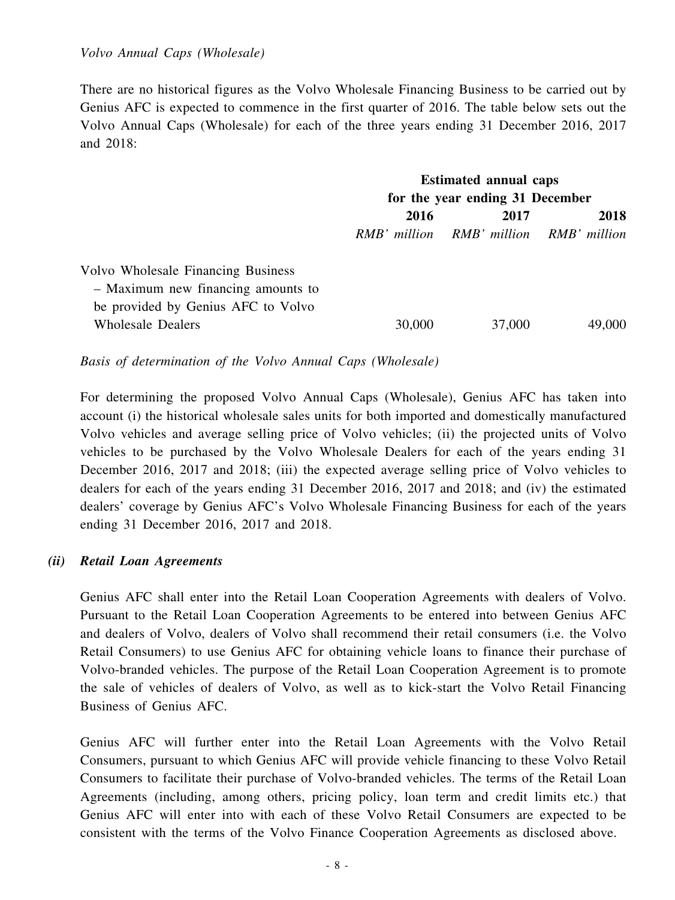*Volvo Annual Caps (Wholesale)*

There are no historical figures as the Volvo Wholesale Financing Business to be carried out by Genius AFC is expected to commence in the first quarter of 2016. The table below sets out the Volvo Annual Caps (Wholesale) for each of the three years ending 31 December 2016, 2017 and 2018:

| | Estimated annual caps for the year ending 31 December | | |
|---|---|---|---|
| | **2016** | **2017** | **2018** |
| | *RMB' million* | *RMB' million* | *RMB' million* |
| Volvo Wholesale Financing Business – Maximum new financing amounts to be provided by Genius AFC to Volvo Wholesale Dealers | 30,000 | 37,000 | 49,000 |

*Basis of determination of the Volvo Annual Caps (Wholesale)*

For determining the proposed Volvo Annual Caps (Wholesale), Genius AFC has taken into account (i) the historical wholesale sales units for both imported and domestically manufactured Volvo vehicles and average selling price of Volvo vehicles; (ii) the projected units of Volvo vehicles to be purchased by the Volvo Wholesale Dealers for each of the years ending 31 December 2016, 2017 and 2018; (iii) the expected average selling price of Volvo vehicles to dealers for each of the years ending 31 December 2016, 2017 and 2018; and (iv) the estimated dealers' coverage by Genius AFC's Volvo Wholesale Financing Business for each of the years ending 31 December 2016, 2017 and 2018.

***(ii) Retail Loan Agreements***

Genius AFC shall enter into the Retail Loan Cooperation Agreements with dealers of Volvo. Pursuant to the Retail Loan Cooperation Agreements to be entered into between Genius AFC and dealers of Volvo, dealers of Volvo shall recommend their retail consumers (i.e. the Volvo Retail Consumers) to use Genius AFC for obtaining vehicle loans to finance their purchase of Volvo-branded vehicles. The purpose of the Retail Loan Cooperation Agreement is to promote the sale of vehicles of dealers of Volvo, as well as to kick-start the Volvo Retail Financing Business of Genius AFC.

Genius AFC will further enter into the Retail Loan Agreements with the Volvo Retail Consumers, pursuant to which Genius AFC will provide vehicle financing to these Volvo Retail Consumers to facilitate their purchase of Volvo-branded vehicles. The terms of the Retail Loan Agreements (including, among others, pricing policy, loan term and credit limits etc.) that Genius AFC will enter into with each of these Volvo Retail Consumers are expected to be consistent with the terms of the Volvo Finance Cooperation Agreements as disclosed above.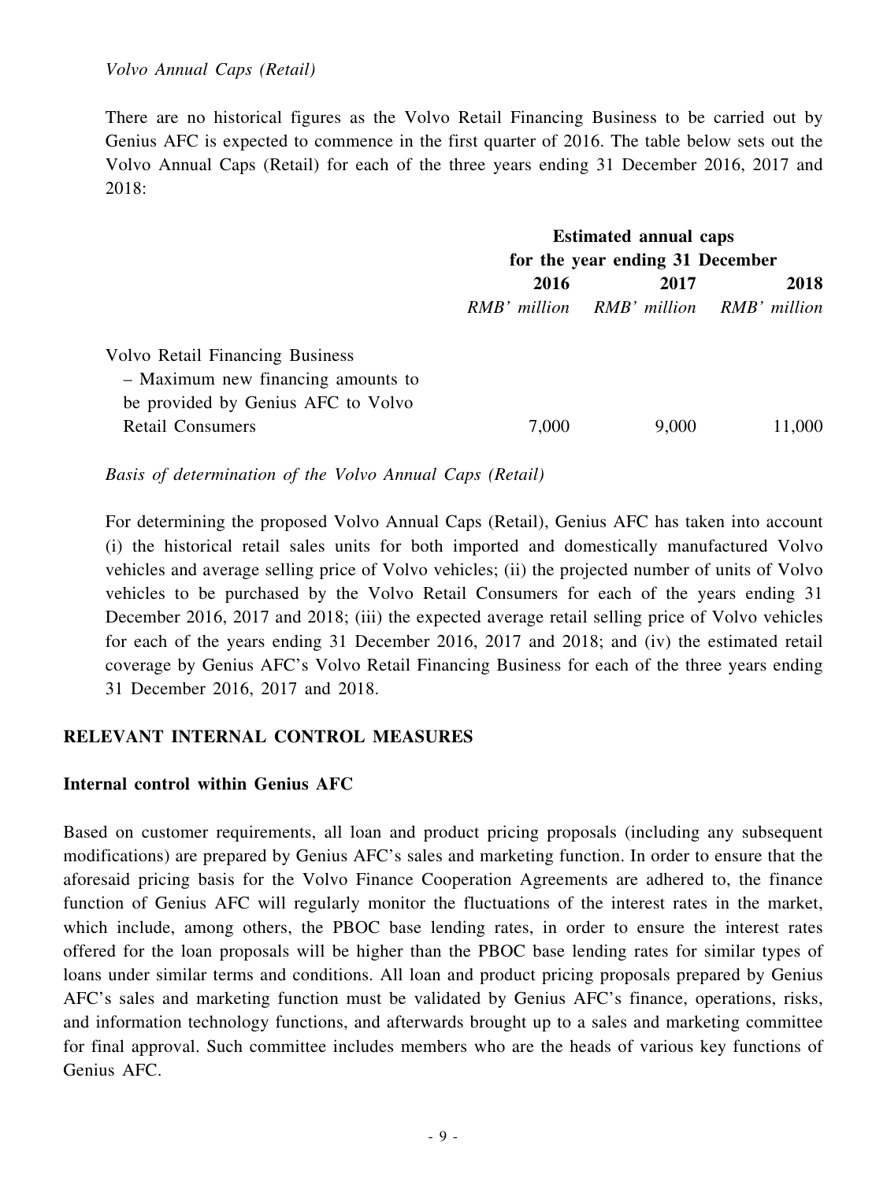*Volvo Annual Caps (Retail)*

There are no historical figures as the Volvo Retail Financing Business to be carried out by Genius AFC is expected to commence in the first quarter of 2016. The table below sets out the Volvo Annual Caps (Retail) for each of the three years ending 31 December 2016, 2017 and 2018:

| | Estimated annual caps for the year ending 31 December | | |
|---|---|---|---|
| | **2016** | **2017** | **2018** |
| | *RMB' million* | *RMB' million* | *RMB' million* |
| Volvo Retail Financing Business – Maximum new financing amounts to be provided by Genius AFC to Volvo Retail Consumers | 7,000 | 9,000 | 11,000 |

*Basis of determination of the Volvo Annual Caps (Retail)*

For determining the proposed Volvo Annual Caps (Retail), Genius AFC has taken into account (i) the historical retail sales units for both imported and domestically manufactured Volvo vehicles and average selling price of Volvo vehicles; (ii) the projected number of units of Volvo vehicles to be purchased by the Volvo Retail Consumers for each of the years ending 31 December 2016, 2017 and 2018; (iii) the expected average retail selling price of Volvo vehicles for each of the years ending 31 December 2016, 2017 and 2018; and (iv) the estimated retail coverage by Genius AFC's Volvo Retail Financing Business for each of the three years ending 31 December 2016, 2017 and 2018.

## RELEVANT INTERNAL CONTROL MEASURES

### Internal control within Genius AFC

Based on customer requirements, all loan and product pricing proposals (including any subsequent modifications) are prepared by Genius AFC's sales and marketing function. In order to ensure that the aforesaid pricing basis for the Volvo Finance Cooperation Agreements are adhered to, the finance function of Genius AFC will regularly monitor the fluctuations of the interest rates in the market, which include, among others, the PBOC base lending rates, in order to ensure the interest rates offered for the loan proposals will be higher than the PBOC base lending rates for similar types of loans under similar terms and conditions. All loan and product pricing proposals prepared by Genius AFC's sales and marketing function must be validated by Genius AFC's finance, operations, risks, and information technology functions, and afterwards brought up to a sales and marketing committee for final approval. Such committee includes members who are the heads of various key functions of Genius AFC.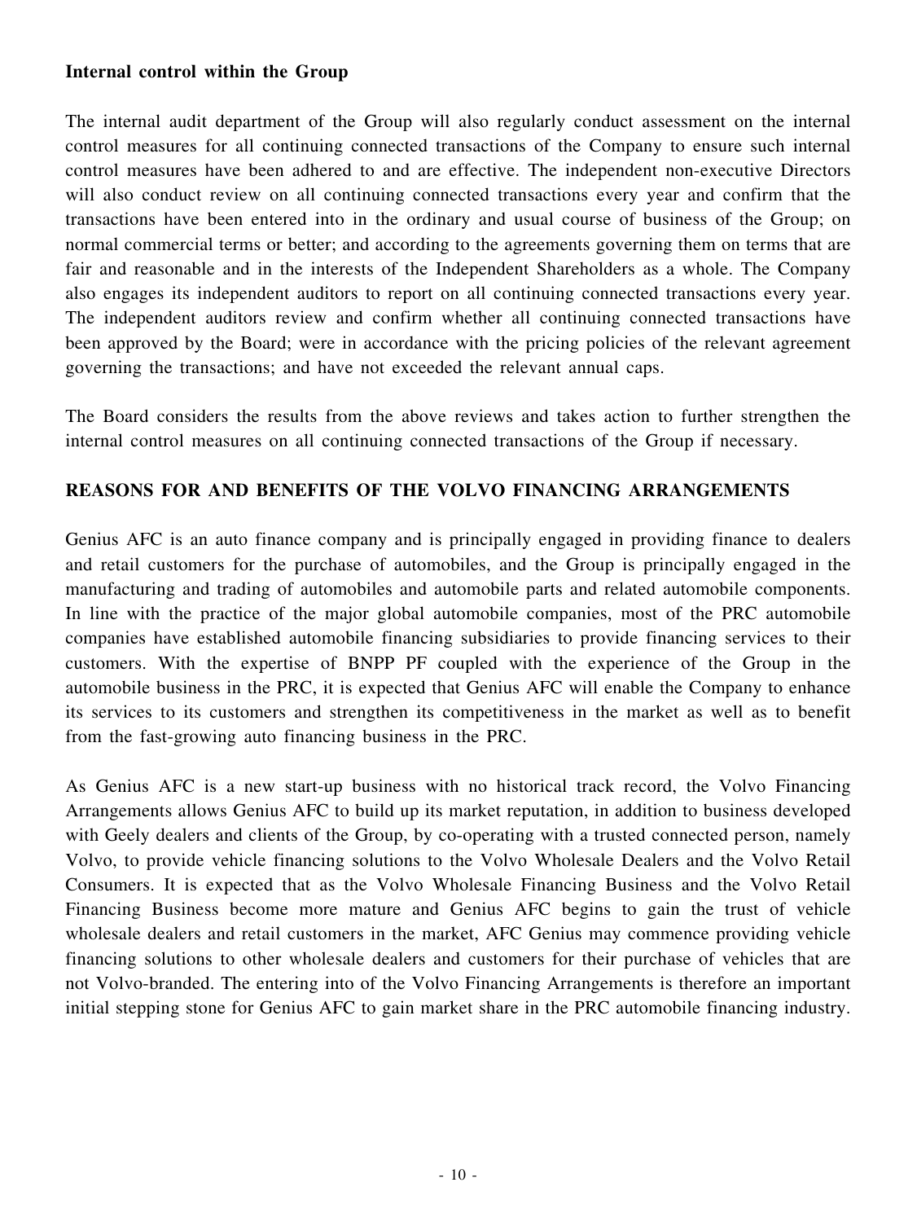**Internal control within the Group**

The internal audit department of the Group will also regularly conduct assessment on the internal control measures for all continuing connected transactions of the Company to ensure such internal control measures have been adhered to and are effective. The independent non-executive Directors will also conduct review on all continuing connected transactions every year and confirm that the transactions have been entered into in the ordinary and usual course of business of the Group; on normal commercial terms or better; and according to the agreements governing them on terms that are fair and reasonable and in the interests of the Independent Shareholders as a whole. The Company also engages its independent auditors to report on all continuing connected transactions every year. The independent auditors review and confirm whether all continuing connected transactions have been approved by the Board; were in accordance with the pricing policies of the relevant agreement governing the transactions; and have not exceeded the relevant annual caps.

The Board considers the results from the above reviews and takes action to further strengthen the internal control measures on all continuing connected transactions of the Group if necessary.

## REASONS FOR AND BENEFITS OF THE VOLVO FINANCING ARRANGEMENTS

Genius AFC is an auto finance company and is principally engaged in providing finance to dealers and retail customers for the purchase of automobiles, and the Group is principally engaged in the manufacturing and trading of automobiles and automobile parts and related automobile components. In line with the practice of the major global automobile companies, most of the PRC automobile companies have established automobile financing subsidiaries to provide financing services to their customers. With the expertise of BNPP PF coupled with the experience of the Group in the automobile business in the PRC, it is expected that Genius AFC will enable the Company to enhance its services to its customers and strengthen its competitiveness in the market as well as to benefit from the fast-growing auto financing business in the PRC.

As Genius AFC is a new start-up business with no historical track record, the Volvo Financing Arrangements allows Genius AFC to build up its market reputation, in addition to business developed with Geely dealers and clients of the Group, by co-operating with a trusted connected person, namely Volvo, to provide vehicle financing solutions to the Volvo Wholesale Dealers and the Volvo Retail Consumers. It is expected that as the Volvo Wholesale Financing Business and the Volvo Retail Financing Business become more mature and Genius AFC begins to gain the trust of vehicle wholesale dealers and retail customers in the market, AFC Genius may commence providing vehicle financing solutions to other wholesale dealers and customers for their purchase of vehicles that are not Volvo-branded. The entering into of the Volvo Financing Arrangements is therefore an important initial stepping stone for Genius AFC to gain market share in the PRC automobile financing industry.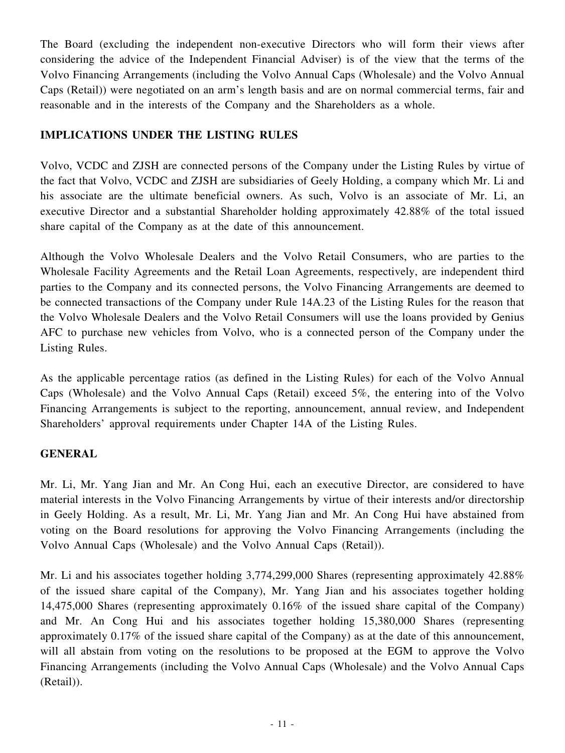The Board (excluding the independent non-executive Directors who will form their views after considering the advice of the Independent Financial Adviser) is of the view that the terms of the Volvo Financing Arrangements (including the Volvo Annual Caps (Wholesale) and the Volvo Annual Caps (Retail)) were negotiated on an arm's length basis and are on normal commercial terms, fair and reasonable and in the interests of the Company and the Shareholders as a whole.

## IMPLICATIONS UNDER THE LISTING RULES

Volvo, VCDC and ZJSH are connected persons of the Company under the Listing Rules by virtue of the fact that Volvo, VCDC and ZJSH are subsidiaries of Geely Holding, a company which Mr. Li and his associate are the ultimate beneficial owners. As such, Volvo is an associate of Mr. Li, an executive Director and a substantial Shareholder holding approximately 42.88% of the total issued share capital of the Company as at the date of this announcement.

Although the Volvo Wholesale Dealers and the Volvo Retail Consumers, who are parties to the Wholesale Facility Agreements and the Retail Loan Agreements, respectively, are independent third parties to the Company and its connected persons, the Volvo Financing Arrangements are deemed to be connected transactions of the Company under Rule 14A.23 of the Listing Rules for the reason that the Volvo Wholesale Dealers and the Volvo Retail Consumers will use the loans provided by Genius AFC to purchase new vehicles from Volvo, who is a connected person of the Company under the Listing Rules.

As the applicable percentage ratios (as defined in the Listing Rules) for each of the Volvo Annual Caps (Wholesale) and the Volvo Annual Caps (Retail) exceed 5%, the entering into of the Volvo Financing Arrangements is subject to the reporting, announcement, annual review, and Independent Shareholders' approval requirements under Chapter 14A of the Listing Rules.

## GENERAL

Mr. Li, Mr. Yang Jian and Mr. An Cong Hui, each an executive Director, are considered to have material interests in the Volvo Financing Arrangements by virtue of their interests and/or directorship in Geely Holding. As a result, Mr. Li, Mr. Yang Jian and Mr. An Cong Hui have abstained from voting on the Board resolutions for approving the Volvo Financing Arrangements (including the Volvo Annual Caps (Wholesale) and the Volvo Annual Caps (Retail)).

Mr. Li and his associates together holding 3,774,299,000 Shares (representing approximately 42.88% of the issued share capital of the Company), Mr. Yang Jian and his associates together holding 14,475,000 Shares (representing approximately 0.16% of the issued share capital of the Company) and Mr. An Cong Hui and his associates together holding 15,380,000 Shares (representing approximately 0.17% of the issued share capital of the Company) as at the date of this announcement, will all abstain from voting on the resolutions to be proposed at the EGM to approve the Volvo Financing Arrangements (including the Volvo Annual Caps (Wholesale) and the Volvo Annual Caps (Retail)).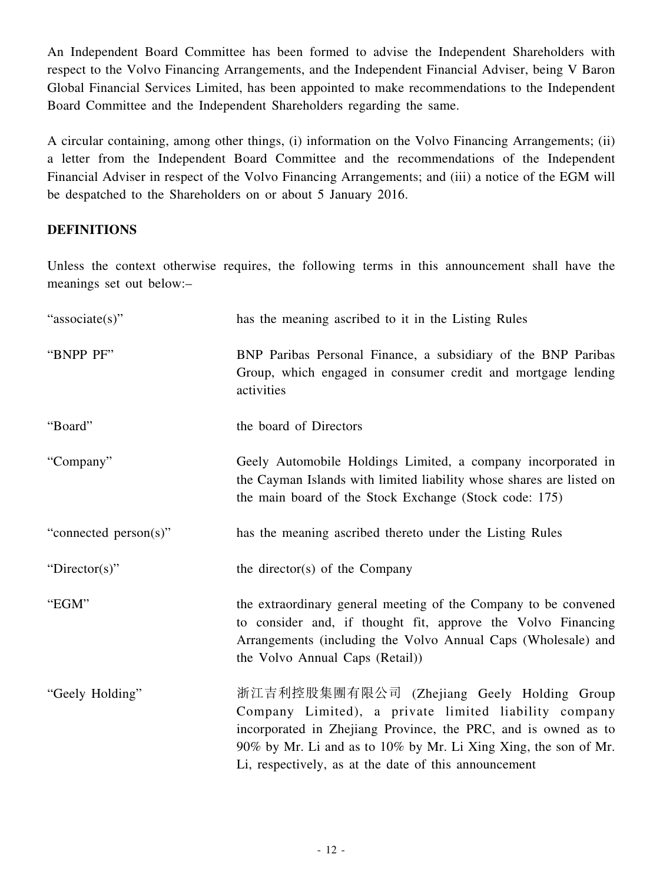An Independent Board Committee has been formed to advise the Independent Shareholders with respect to the Volvo Financing Arrangements, and the Independent Financial Adviser, being V Baron Global Financial Services Limited, has been appointed to make recommendations to the Independent Board Committee and the Independent Shareholders regarding the same.

A circular containing, among other things, (i) information on the Volvo Financing Arrangements; (ii) a letter from the Independent Board Committee and the recommendations of the Independent Financial Adviser in respect of the Volvo Financing Arrangements; and (iii) a notice of the EGM will be despatched to the Shareholders on or about 5 January 2016.

**DEFINITIONS**

Unless the context otherwise requires, the following terms in this announcement shall have the meanings set out below:–

| | |
|---|---|
| "associate(s)" | has the meaning ascribed to it in the Listing Rules |
| "BNPP PF" | BNP Paribas Personal Finance, a subsidiary of the BNP Paribas Group, which engaged in consumer credit and mortgage lending activities |
| "Board" | the board of Directors |
| "Company" | Geely Automobile Holdings Limited, a company incorporated in the Cayman Islands with limited liability whose shares are listed on the main board of the Stock Exchange (Stock code: 175) |
| "connected person(s)" | has the meaning ascribed thereto under the Listing Rules |
| "Director(s)" | the director(s) of the Company |
| "EGM" | the extraordinary general meeting of the Company to be convened to consider and, if thought fit, approve the Volvo Financing Arrangements (including the Volvo Annual Caps (Wholesale) and the Volvo Annual Caps (Retail)) |
| "Geely Holding" | 浙江吉利控股集團有限公司 (Zhejiang Geely Holding Group Company Limited), a private limited liability company incorporated in Zhejiang Province, the PRC, and is owned as to 90% by Mr. Li and as to 10% by Mr. Li Xing Xing, the son of Mr. Li, respectively, as at the date of this announcement |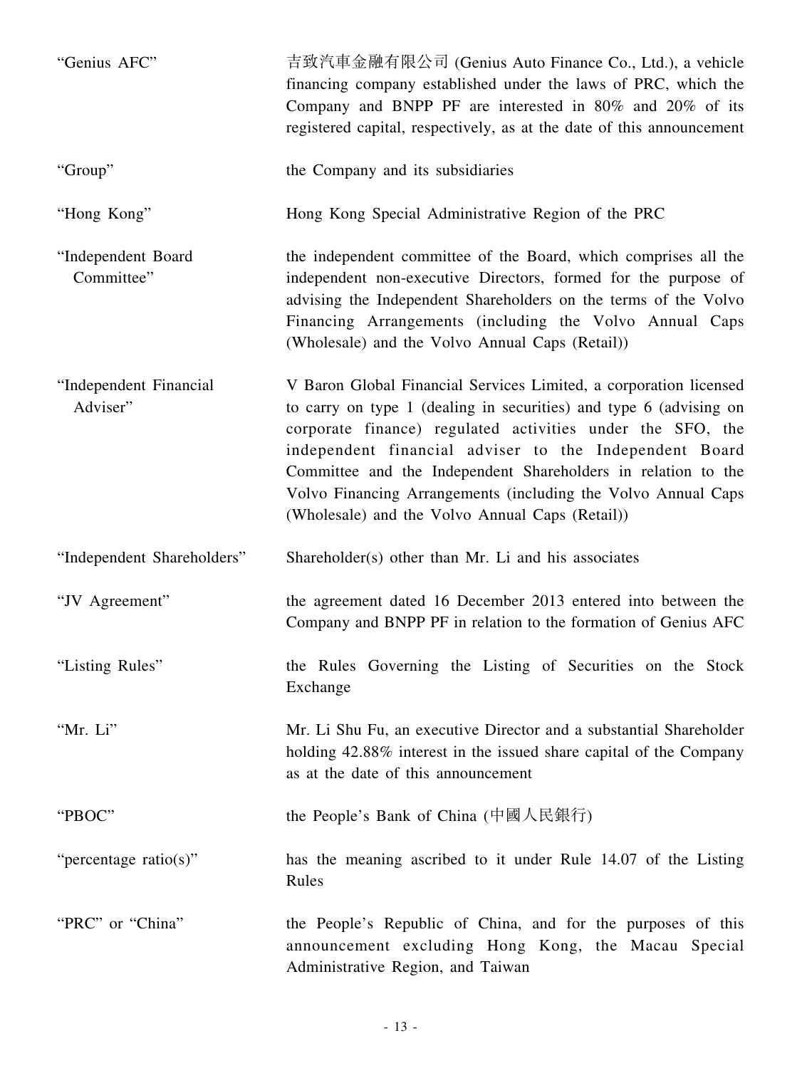| | |
|---|---|
| "Genius AFC" | 吉致汽車金融有限公司 (Genius Auto Finance Co., Ltd.), a vehicle financing company established under the laws of PRC, which the Company and BNPP PF are interested in 80% and 20% of its registered capital, respectively, as at the date of this announcement |
| "Group" | the Company and its subsidiaries |
| "Hong Kong" | Hong Kong Special Administrative Region of the PRC |
| "Independent Board Committee" | the independent committee of the Board, which comprises all the independent non-executive Directors, formed for the purpose of advising the Independent Shareholders on the terms of the Volvo Financing Arrangements (including the Volvo Annual Caps (Wholesale) and the Volvo Annual Caps (Retail)) |
| "Independent Financial Adviser" | V Baron Global Financial Services Limited, a corporation licensed to carry on type 1 (dealing in securities) and type 6 (advising on corporate finance) regulated activities under the SFO, the independent financial adviser to the Independent Board Committee and the Independent Shareholders in relation to the Volvo Financing Arrangements (including the Volvo Annual Caps (Wholesale) and the Volvo Annual Caps (Retail)) |
| "Independent Shareholders" | Shareholder(s) other than Mr. Li and his associates |
| "JV Agreement" | the agreement dated 16 December 2013 entered into between the Company and BNPP PF in relation to the formation of Genius AFC |
| "Listing Rules" | the Rules Governing the Listing of Securities on the Stock Exchange |
| "Mr. Li" | Mr. Li Shu Fu, an executive Director and a substantial Shareholder holding 42.88% interest in the issued share capital of the Company as at the date of this announcement |
| "PBOC" | the People's Bank of China (中國人民銀行) |
| "percentage ratio(s)" | has the meaning ascribed to it under Rule 14.07 of the Listing Rules |
| "PRC" or "China" | the People's Republic of China, and for the purposes of this announcement excluding Hong Kong, the Macau Special Administrative Region, and Taiwan |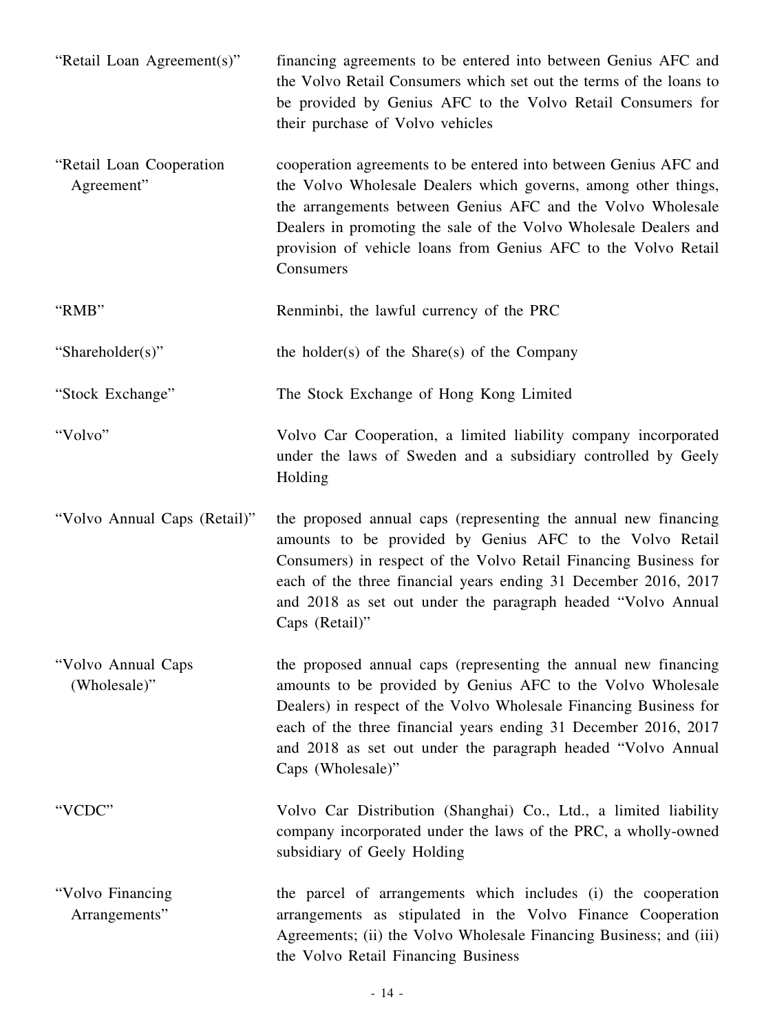| | |
|---|---|
| "Retail Loan Agreement(s)" | financing agreements to be entered into between Genius AFC and the Volvo Retail Consumers which set out the terms of the loans to be provided by Genius AFC to the Volvo Retail Consumers for their purchase of Volvo vehicles |
| "Retail Loan Cooperation Agreement" | cooperation agreements to be entered into between Genius AFC and the Volvo Wholesale Dealers which governs, among other things, the arrangements between Genius AFC and the Volvo Wholesale Dealers in promoting the sale of the Volvo Wholesale Dealers and provision of vehicle loans from Genius AFC to the Volvo Retail Consumers |
| "RMB" | Renminbi, the lawful currency of the PRC |
| "Shareholder(s)" | the holder(s) of the Share(s) of the Company |
| "Stock Exchange" | The Stock Exchange of Hong Kong Limited |
| "Volvo" | Volvo Car Cooperation, a limited liability company incorporated under the laws of Sweden and a subsidiary controlled by Geely Holding |
| "Volvo Annual Caps (Retail)" | the proposed annual caps (representing the annual new financing amounts to be provided by Genius AFC to the Volvo Retail Consumers) in respect of the Volvo Retail Financing Business for each of the three financial years ending 31 December 2016, 2017 and 2018 as set out under the paragraph headed "Volvo Annual Caps (Retail)" |
| "Volvo Annual Caps (Wholesale)" | the proposed annual caps (representing the annual new financing amounts to be provided by Genius AFC to the Volvo Wholesale Dealers) in respect of the Volvo Wholesale Financing Business for each of the three financial years ending 31 December 2016, 2017 and 2018 as set out under the paragraph headed "Volvo Annual Caps (Wholesale)" |
| "VCDC" | Volvo Car Distribution (Shanghai) Co., Ltd., a limited liability company incorporated under the laws of the PRC, a wholly-owned subsidiary of Geely Holding |
| "Volvo Financing Arrangements" | the parcel of arrangements which includes (i) the cooperation arrangements as stipulated in the Volvo Finance Cooperation Agreements; (ii) the Volvo Wholesale Financing Business; and (iii) the Volvo Retail Financing Business |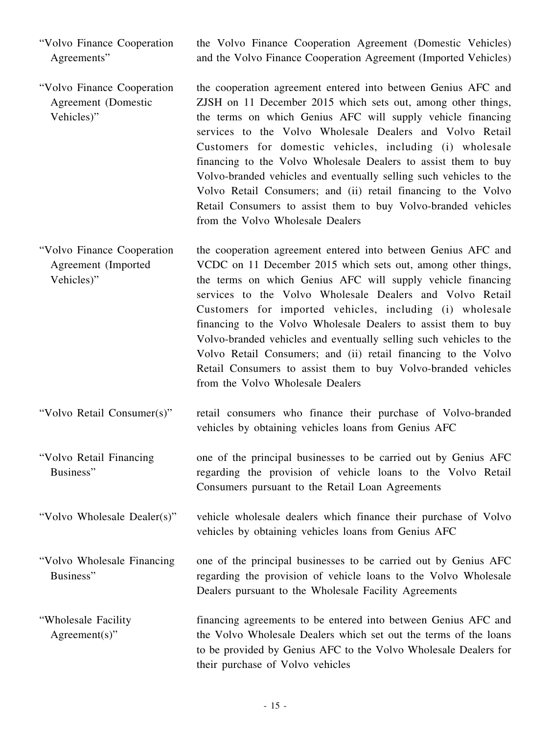| | |
|---|---|
| "Volvo Finance Cooperation Agreements" | the Volvo Finance Cooperation Agreement (Domestic Vehicles) and the Volvo Finance Cooperation Agreement (Imported Vehicles) |
| "Volvo Finance Cooperation Agreement (Domestic Vehicles)" | the cooperation agreement entered into between Genius AFC and ZJSH on 11 December 2015 which sets out, among other things, the terms on which Genius AFC will supply vehicle financing services to the Volvo Wholesale Dealers and Volvo Retail Customers for domestic vehicles, including (i) wholesale financing to the Volvo Wholesale Dealers to assist them to buy Volvo-branded vehicles and eventually selling such vehicles to the Volvo Retail Consumers; and (ii) retail financing to the Volvo Retail Consumers to assist them to buy Volvo-branded vehicles from the Volvo Wholesale Dealers |
| "Volvo Finance Cooperation Agreement (Imported Vehicles)" | the cooperation agreement entered into between Genius AFC and VCDC on 11 December 2015 which sets out, among other things, the terms on which Genius AFC will supply vehicle financing services to the Volvo Wholesale Dealers and Volvo Retail Customers for imported vehicles, including (i) wholesale financing to the Volvo Wholesale Dealers to assist them to buy Volvo-branded vehicles and eventually selling such vehicles to the Volvo Retail Consumers; and (ii) retail financing to the Volvo Retail Consumers to assist them to buy Volvo-branded vehicles from the Volvo Wholesale Dealers |
| "Volvo Retail Consumer(s)" | retail consumers who finance their purchase of Volvo-branded vehicles by obtaining vehicles loans from Genius AFC |
| "Volvo Retail Financing Business" | one of the principal businesses to be carried out by Genius AFC regarding the provision of vehicle loans to the Volvo Retail Consumers pursuant to the Retail Loan Agreements |
| "Volvo Wholesale Dealer(s)" | vehicle wholesale dealers which finance their purchase of Volvo vehicles by obtaining vehicles loans from Genius AFC |
| "Volvo Wholesale Financing Business" | one of the principal businesses to be carried out by Genius AFC regarding the provision of vehicle loans to the Volvo Wholesale Dealers pursuant to the Wholesale Facility Agreements |
| "Wholesale Facility Agreement(s)" | financing agreements to be entered into between Genius AFC and the Volvo Wholesale Dealers which set out the terms of the loans to be provided by Genius AFC to the Volvo Wholesale Dealers for their purchase of Volvo vehicles |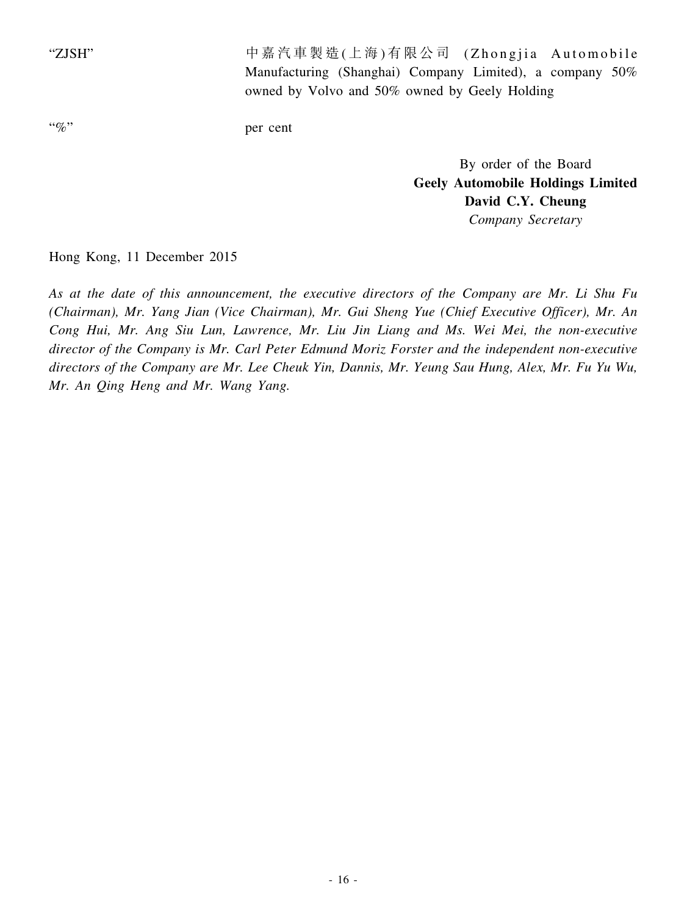| | |
|---|---|
| "ZJSH" | 中嘉汽車製造(上海)有限公司 (Zhongjia Automobile Manufacturing (Shanghai) Company Limited), a company 50% owned by Volvo and 50% owned by Geely Holding |
| "%" | per cent |

By order of the Board
**Geely Automobile Holdings Limited**
**David C.Y. Cheung**
*Company Secretary*

Hong Kong, 11 December 2015

*As at the date of this announcement, the executive directors of the Company are Mr. Li Shu Fu (Chairman), Mr. Yang Jian (Vice Chairman), Mr. Gui Sheng Yue (Chief Executive Officer), Mr. An Cong Hui, Mr. Ang Siu Lun, Lawrence, Mr. Liu Jin Liang and Ms. Wei Mei, the non-executive director of the Company is Mr. Carl Peter Edmund Moriz Forster and the independent non-executive directors of the Company are Mr. Lee Cheuk Yin, Dannis, Mr. Yeung Sau Hung, Alex, Mr. Fu Yu Wu, Mr. An Qing Heng and Mr. Wang Yang.*